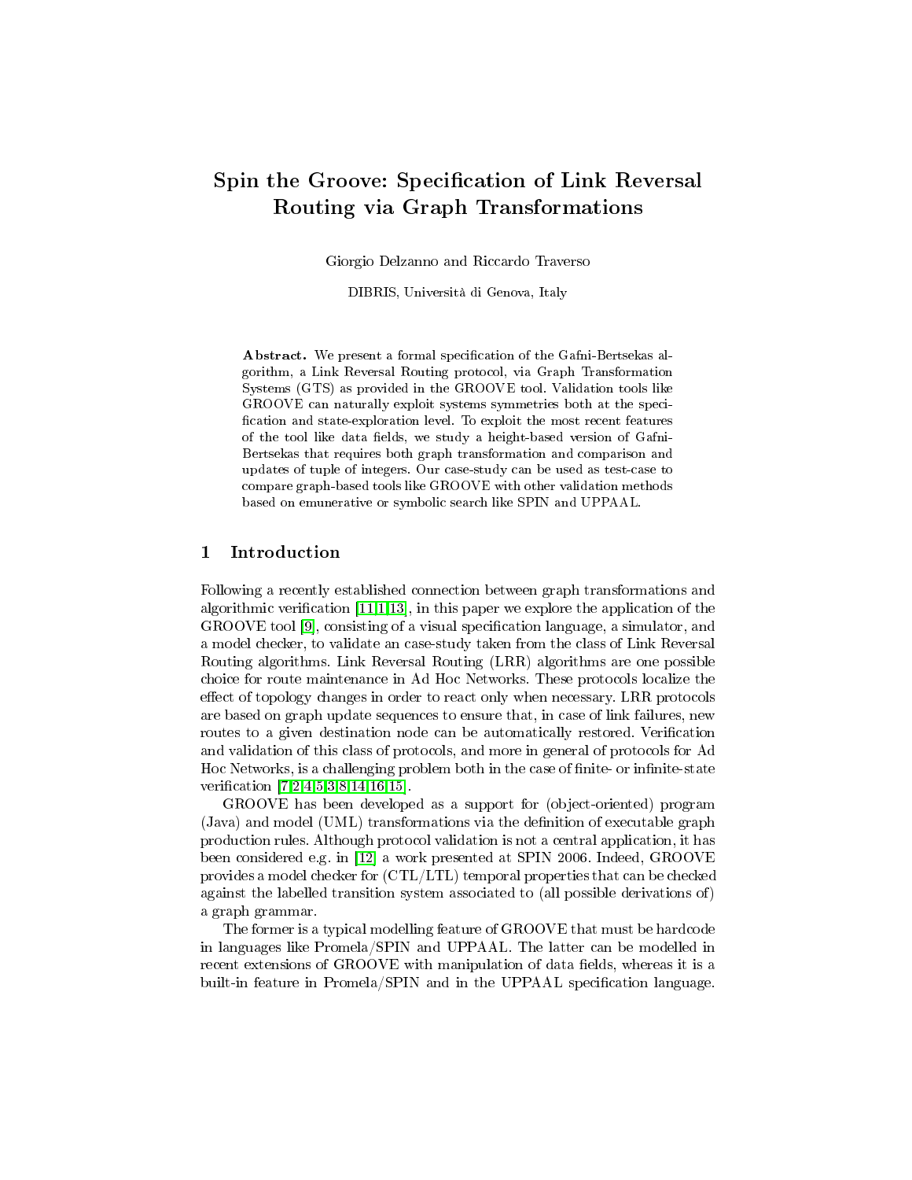# Spin the Groove: Specification of Link Reversal Routing via Graph Transformations

Giorgio Delzanno and Riccardo Traverso

DIBRIS, Università di Genova, Italy

**Abstract.** We present a formal specification of the Gafni-Bertsekas algorithm, a Link Reversal Routing protocol, via Graph Transformation Systems (GTS) as provided in the GROOVE tool. Validation tools like GROOVE can naturally exploit systems symmetries both at the specification and state-exploration level. To exploit the most recent features of the tool like data fields, we study a height-based version of Gafni-Bertsekas that requires both graph transformation and comparison and updates of tuple of integers. Our case-study can be used as test-case to compare graph-based tools like GROOVE with other validation methods based on emunerative or symbolic search like SPIN and UPPAAL.

## 1 Introduction

Following a recently established connection between graph transformations and algorithmic verification [11,1,13], in this paper we explore the application of the GROOVE tool [9], consisting of a visual specification language, a simulator, and a model checker, to validate an case-study taken from the class of Link Reversal Routing algorithms. Link Reversal Routing (LRR) algorithms are one possible choice for route maintenance in Ad Hoc Networks. These protocols localize the effect of topology changes in order to react only when necessary. LRR protocols are based on graph update sequences to ensure that, in case of link failures, new routes to a given destination node can be automatically restored. Verification and validation of this class of protocols, and more in general of protocols for Ad Hoc Networks, is a challenging problem both in the case of finite- or infinite-state verification [7,2,4,5,3,8,14,16,15].

GROOVE has been developed as a support for (object-oriented) program (Java) and model (UML) transformations via the definition of executable graph production rules. Although protocol validation is not a central application, it has been considered e.g. in [12] a work presented at SPIN 2006. Indeed, GROOVE provides a model checker for (CTL/LTL) temporal properties that can be checked against the labelled transition system associated to (all possible derivations of) a graph grammar.

The former is a typical modelling feature of GROOVE that must be hardcode in languages like Promela/SPIN and UPPAAL. The latter can be modelled in recent extensions of GROOVE with manipulation of data fields, whereas it is a built-in feature in Promela/SPIN and in the UPPAAL specification language.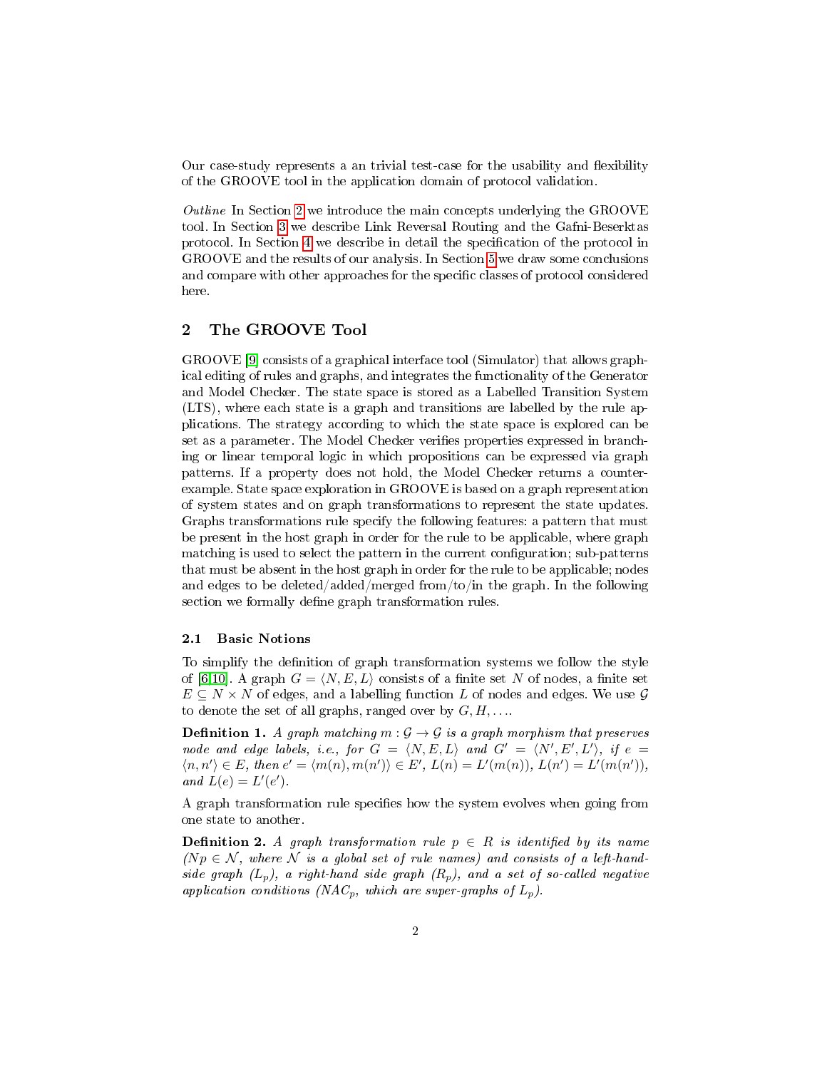Our case-study represents a an trivial test-case for the usability and flexibility of the GROOVE tool in the application domain of protocol validation.

*Outline* In Section 2 we introduce the main concepts underlying the GROOVE tool. In Section 3 we describe Link Reversal Routing and the Gafni-Beserktas protocol. In Section 4 we describe in detail the specification of the protocol in GROOVE and the results of our analysis. In Section 5 we draw some conclusions and compare with other approaches for the specific classes of protocol considered here.

## 2 The GROOVE Tool

GROOVE [9] consists of a graphical interface tool (Simulator) that allows graphical editing of rules and graphs, and integrates the functionality of the Generator and Model Checker. The state space is stored as a Labelled Transition System (LTS), where each state is a graph and transitions are labelled by the rule applications. The strategy according to which the state space is explored can be set as a parameter. The Model Checker verifies properties expressed in branching or linear temporal logic in which propositions can be expressed via graph patterns. If a property does not hold, the Model Checker returns a counterexample. State space exploration in GROOVE is based on a graph representation of system states and on graph transformations to represent the state updates. Graphs transformations rule specify the following features: a pattern that must be present in the host graph in order for the rule to be applicable, where graph matching is used to select the pattern in the current configuration; sub-patterns that must be absent in the host graph in order for the rule to be applicable; nodes and edges to be deleted/added/merged from/to/in the graph. In the following section we formally define graph transformation rules.

### 2.1 Basic Notions

To simplify the definition of graph transformation systems we follow the style of [6,10]. A graph $G = \langle N, E, L \rangle$ consists of a finite set $N$ of nodes, a finite set $E \subseteq N \times N$ of edges, and a labelling function $L$ of nodes and edges. We use $\mathcal{G}$ to denote the set of all graphs, ranged over by $G, H, \ldots$.

**Definition 1.** *A graph matching $m : \mathcal{G} \to \mathcal{G}$ is a graph morphism that preserves node and edge labels, i.e., for $G = \langle N, E, L \rangle$ and $G' = \langle N', E', L' \rangle$, if $e = \langle n, n' \rangle \in E$, then $e' = \langle m(n), m(n') \rangle \in E'$, $L(n) = L'(m(n))$, $L(n') = L'(m(n'))$, and $L(e) = L'(e')$.*

A graph transformation rule specifies how the system evolves when going from one state to another.

**Definition 2.** *A graph transformation rule $p \in R$ is identified by its name ($Np \in \mathcal{N}$, where $\mathcal{N}$ is a global set of rule names) and consists of a left-hand-side graph ($L_p$), a right-hand side graph ($R_p$), and a set of so-called negative application conditions ($NAC_p$, which are super-graphs of $L_p$).*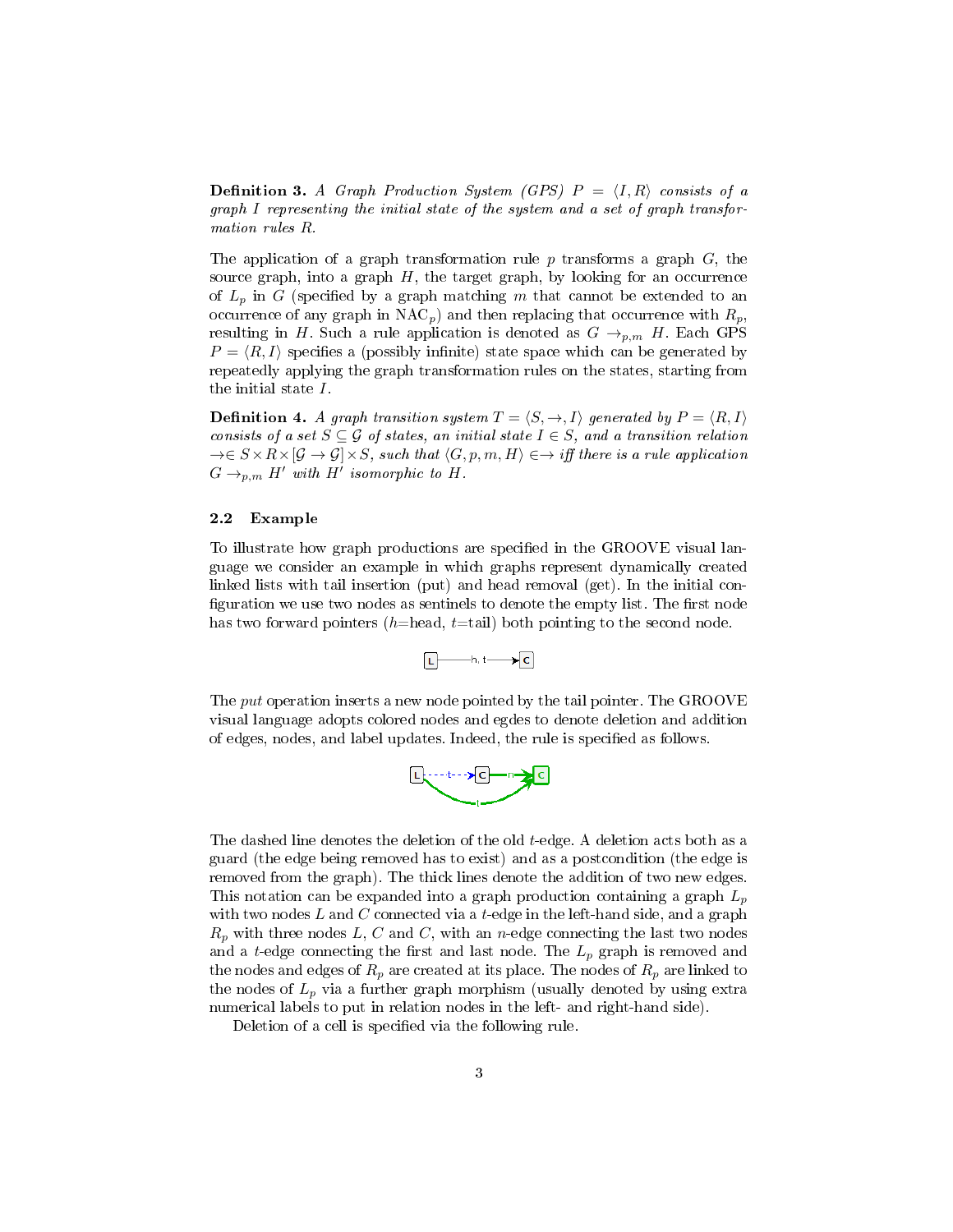**Definition 3.** *A Graph Production System (GPS) $P = \langle I, R \rangle$ consists of a graph $I$ representing the initial state of the system and a set of graph transformation rules $R$.*

The application of a graph transformation rule $p$ transforms a graph $G$, the source graph, into a graph $H$, the target graph, by looking for an occurrence of $L_p$ in $G$ (specified by a graph matching $m$ that cannot be extended to an occurrence of any graph in $\mathrm{NAC}_p$) and then replacing that occurrence with $R_p$, resulting in $H$. Such a rule application is denoted as $G \rightarrow_{p,m} H$. Each GPS $P = \langle R, I \rangle$ specifies a (possibly infinite) state space which can be generated by repeatedly applying the graph transformation rules on the states, starting from the initial state $I$.

**Definition 4.** *A graph transition system $T = \langle S, \rightarrow, I \rangle$ generated by $P = \langle R, I \rangle$ consists of a set $S \subseteq \mathcal{G}$ of states, an initial state $I \in S$, and a transition relation $\rightarrow \in S \times R \times [\mathcal{G} \rightarrow \mathcal{G}] \times S$, such that $\langle G, p, m, H \rangle \in \rightarrow$ iff there is a rule application $G \rightarrow_{p,m} H'$ with $H'$ isomorphic to $H$.*

### 2.2 Example

To illustrate how graph productions are specified in the GROOVE visual language we consider an example in which graphs represent dynamically created linked lists with tail insertion (put) and head removal (get). In the initial configuration we use two nodes as sentinels to denote the empty list. The first node has two forward pointers ($h$=head, $t$=tail) both pointing to the second node.

The *put* operation inserts a new node pointed by the tail pointer. The GROOVE visual language adopts colored nodes and egdes to denote deletion and addition of edges, nodes, and label updates. Indeed, the rule is specified as follows.

The dashed line denotes the deletion of the old $t$-edge. A deletion acts both as a guard (the edge being removed has to exist) and as a postcondition (the edge is removed from the graph). The thick lines denote the addition of two new edges. This notation can be expanded into a graph production containing a graph $L_p$ with two nodes $L$ and $C$ connected via a $t$-edge in the left-hand side, and a graph $R_p$ with three nodes $L$, $C$ and $C$, with an $n$-edge connecting the last two nodes and a $t$-edge connecting the first and last node. The $L_p$ graph is removed and the nodes and edges of $R_p$ are created at its place. The nodes of $R_p$ are linked to the nodes of $L_p$ via a further graph morphism (usually denoted by using extra numerical labels to put in relation nodes in the left- and right-hand side).

Deletion of a cell is specified via the following rule.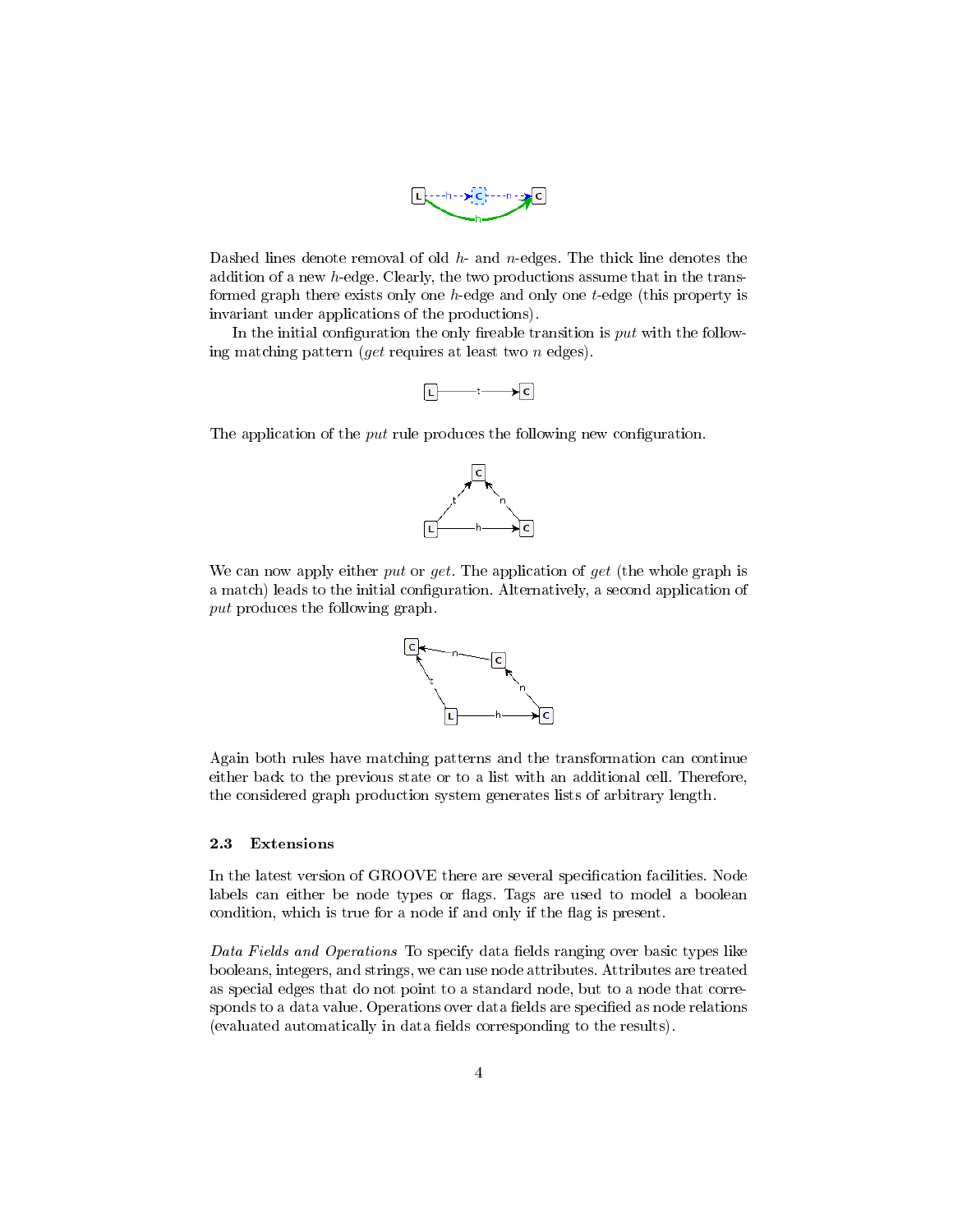Dashed lines denote removal of old $h$- and $n$-edges. The thick line denotes the addition of a new $h$-edge. Clearly, the two productions assume that in the transformed graph there exists only one $h$-edge and only one $t$-edge (this property is invariant under applications of the productions).

In the initial configuration the only fireable transition is *put* with the following matching pattern (*get* requires at least two $n$ edges).

The application of the *put* rule produces the following new configuration.

We can now apply either *put* or *get*. The application of *get* (the whole graph is a match) leads to the initial configuration. Alternatively, a second application of *put* produces the following graph.

Again both rules have matching patterns and the transformation can continue either back to the previous state or to a list with an additional cell. Therefore, the considered graph production system generates lists of arbitrary length.

### 2.3 Extensions

In the latest version of GROOVE there are several specification facilities. Node labels can either be node types or flags. Tags are used to model a boolean condition, which is true for a node if and only if the flag is present.

*Data Fields and Operations* To specify data fields ranging over basic types like booleans, integers, and strings, we can use node attributes. Attributes are treated as special edges that do not point to a standard node, but to a node that corresponds to a data value. Operations over data fields are specified as node relations (evaluated automatically in data fields corresponding to the results).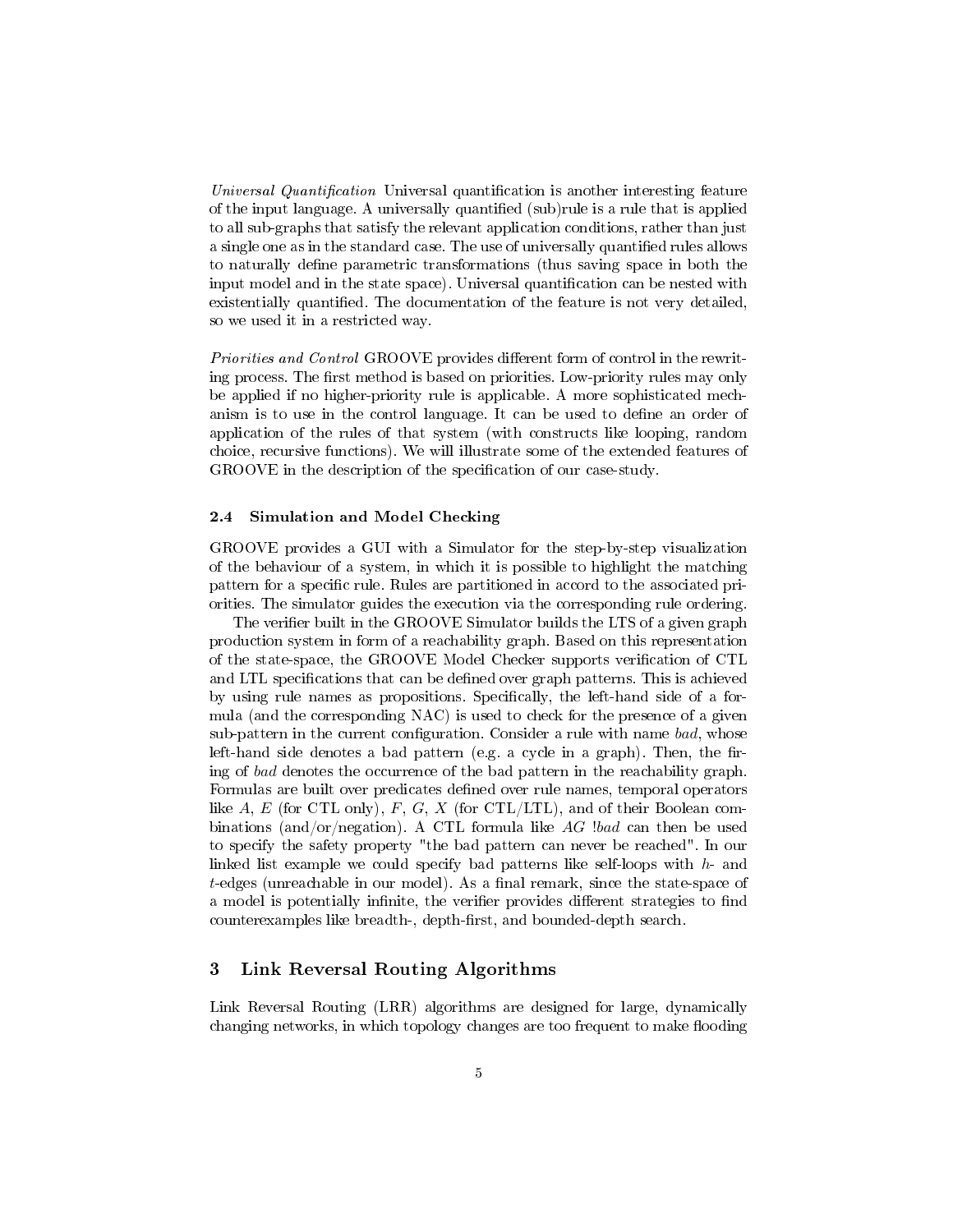*Universal Quantification* Universal quantification is another interesting feature of the input language. A universally quantified (sub)rule is a rule that is applied to all sub-graphs that satisfy the relevant application conditions, rather than just a single one as in the standard case. The use of universally quantified rules allows to naturally define parametric transformations (thus saving space in both the input model and in the state space). Universal quantification can be nested with existentially quantified. The documentation of the feature is not very detailed, so we used it in a restricted way.

*Priorities and Control* GROOVE provides different form of control in the rewriting process. The first method is based on priorities. Low-priority rules may only be applied if no higher-priority rule is applicable. A more sophisticated mechanism is to use in the control language. It can be used to define an order of application of the rules of that system (with constructs like looping, random choice, recursive functions). We will illustrate some of the extended features of GROOVE in the description of the specification of our case-study.

### 2.4 Simulation and Model Checking

GROOVE provides a GUI with a Simulator for the step-by-step visualization of the behaviour of a system, in which it is possible to highlight the matching pattern for a specific rule. Rules are partitioned in accord to the associated priorities. The simulator guides the execution via the corresponding rule ordering.

The verifier built in the GROOVE Simulator builds the LTS of a given graph production system in form of a reachability graph. Based on this representation of the state-space, the GROOVE Model Checker supports verification of CTL and LTL specifications that can be defined over graph patterns. This is achieved by using rule names as propositions. Specifically, the left-hand side of a formula (and the corresponding NAC) is used to check for the presence of a given sub-pattern in the current configuration. Consider a rule with name *bad*, whose left-hand side denotes a bad pattern (e.g. a cycle in a graph). Then, the firing of *bad* denotes the occurrence of the bad pattern in the reachability graph. Formulas are built over predicates defined over rule names, temporal operators like $A$, $E$ (for CTL only), $F$, $G$, $X$ (for CTL/LTL), and of their Boolean combinations (and/or/negation). A CTL formula like $AG$ !*bad* can then be used to specify the safety property "the bad pattern can never be reached". In our linked list example we could specify bad patterns like self-loops with $h$- and $t$-edges (unreachable in our model). As a final remark, since the state-space of a model is potentially infinite, the verifier provides different strategies to find counterexamples like breadth-, depth-first, and bounded-depth search.

## 3 Link Reversal Routing Algorithms

Link Reversal Routing (LRR) algorithms are designed for large, dynamically changing networks, in which topology changes are too frequent to make flooding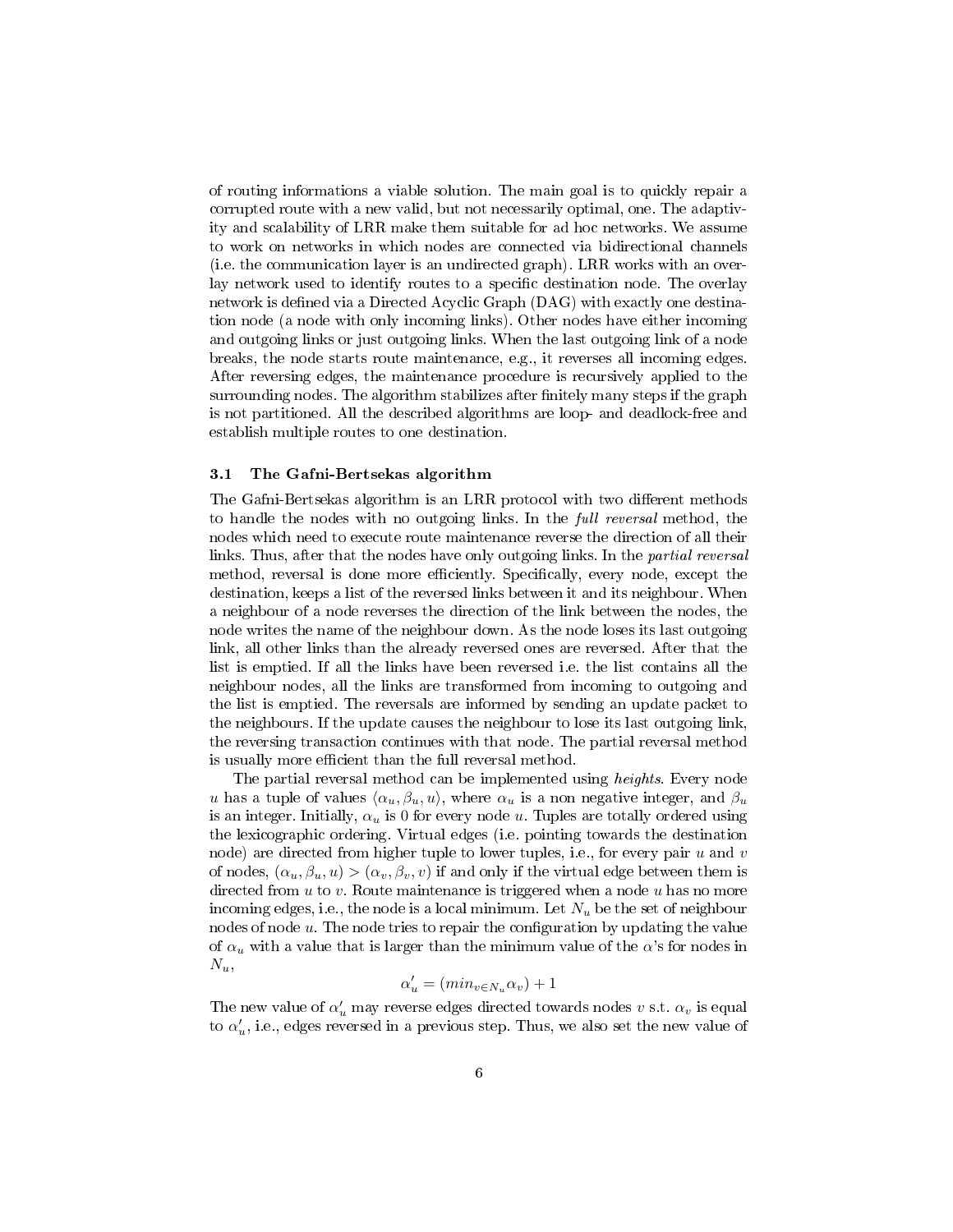of routing informations a viable solution. The main goal is to quickly repair a corrupted route with a new valid, but not necessarily optimal, one. The adaptivity and scalability of LRR make them suitable for ad hoc networks. We assume to work on networks in which nodes are connected via bidirectional channels (i.e. the communication layer is an undirected graph). LRR works with an overlay network used to identify routes to a specific destination node. The overlay network is defined via a Directed Acyclic Graph (DAG) with exactly one destination node (a node with only incoming links). Other nodes have either incoming and outgoing links or just outgoing links. When the last outgoing link of a node breaks, the node starts route maintenance, e.g., it reverses all incoming edges. After reversing edges, the maintenance procedure is recursively applied to the surrounding nodes. The algorithm stabilizes after finitely many steps if the graph is not partitioned. All the described algorithms are loop- and deadlock-free and establish multiple routes to one destination.

### 3.1 The Gafni-Bertsekas algorithm

The Gafni-Bertsekas algorithm is an LRR protocol with two different methods to handle the nodes with no outgoing links. In the *full reversal* method, the nodes which need to execute route maintenance reverse the direction of all their links. Thus, after that the nodes have only outgoing links. In the *partial reversal* method, reversal is done more efficiently. Specifically, every node, except the destination, keeps a list of the reversed links between it and its neighbour. When a neighbour of a node reverses the direction of the link between the nodes, the node writes the name of the neighbour down. As the node loses its last outgoing link, all other links than the already reversed ones are reversed. After that the list is emptied. If all the links have been reversed i.e. the list contains all the neighbour nodes, all the links are transformed from incoming to outgoing and the list is emptied. The reversals are informed by sending an update packet to the neighbours. If the update causes the neighbour to lose its last outgoing link, the reversing transaction continues with that node. The partial reversal method is usually more efficient than the full reversal method.

The partial reversal method can be implemented using *heights*. Every node $u$ has a tuple of values $\langle \alpha_u, \beta_u, u \rangle$, where $\alpha_u$ is a non negative integer, and $\beta_u$ is an integer. Initially, $\alpha_u$ is 0 for every node $u$. Tuples are totally ordered using the lexicographic ordering. Virtual edges (i.e. pointing towards the destination node) are directed from higher tuple to lower tuples, i.e., for every pair $u$ and $v$ of nodes, $(\alpha_u, \beta_u, u) > (\alpha_v, \beta_v, v)$ if and only if the virtual edge between them is directed from $u$ to $v$. Route maintenance is triggered when a node $u$ has no more incoming edges, i.e., the node is a local minimum. Let $N_u$ be the set of neighbour nodes of node $u$. The node tries to repair the configuration by updating the value of $\alpha_u$ with a value that is larger than the minimum value of the $\alpha$'s for nodes in $N_u$,

$$\alpha'_u = (min_{v \in N_u} \alpha_v) + 1$$

The new value of $\alpha'_u$ may reverse edges directed towards nodes $v$ s.t. $\alpha_v$ is equal to $\alpha'_u$, i.e., edges reversed in a previous step. Thus, we also set the new value of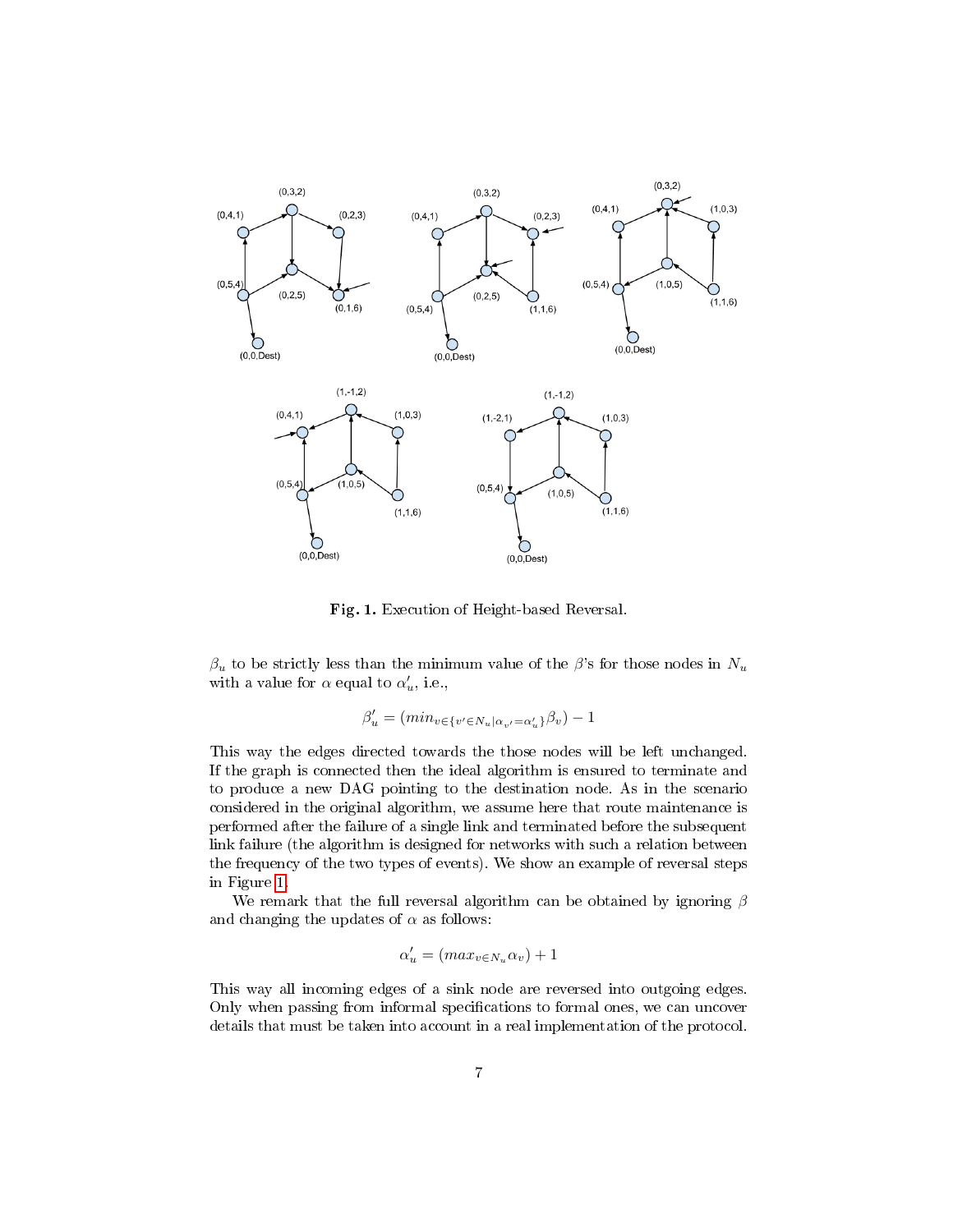**Fig. 1.** Execution of Height-based Reversal.

$\beta_u$ to be strictly less than the minimum value of the $\beta$'s for those nodes in $N_u$ with a value for $\alpha$ equal to $\alpha'_u$, i.e.,

$$\beta'_u = (min_{v \in \{v' \in N_u | \alpha_{v'} = \alpha'_u\}} \beta_v) - 1$$

This way the edges directed towards the those nodes will be left unchanged. If the graph is connected then the ideal algorithm is ensured to terminate and to produce a new DAG pointing to the destination node. As in the scenario considered in the original algorithm, we assume here that route maintenance is performed after the failure of a single link and terminated before the subsequent link failure (the algorithm is designed for networks with such a relation between the frequency of the two types of events). We show an example of reversal steps in Figure 1.

We remark that the full reversal algorithm can be obtained by ignoring $\beta$ and changing the updates of $\alpha$ as follows:

$$\alpha'_u = (max_{v \in N_u} \alpha_v) + 1$$

This way all incoming edges of a sink node are reversed into outgoing edges. Only when passing from informal specifications to formal ones, we can uncover details that must be taken into account in a real implementation of the protocol.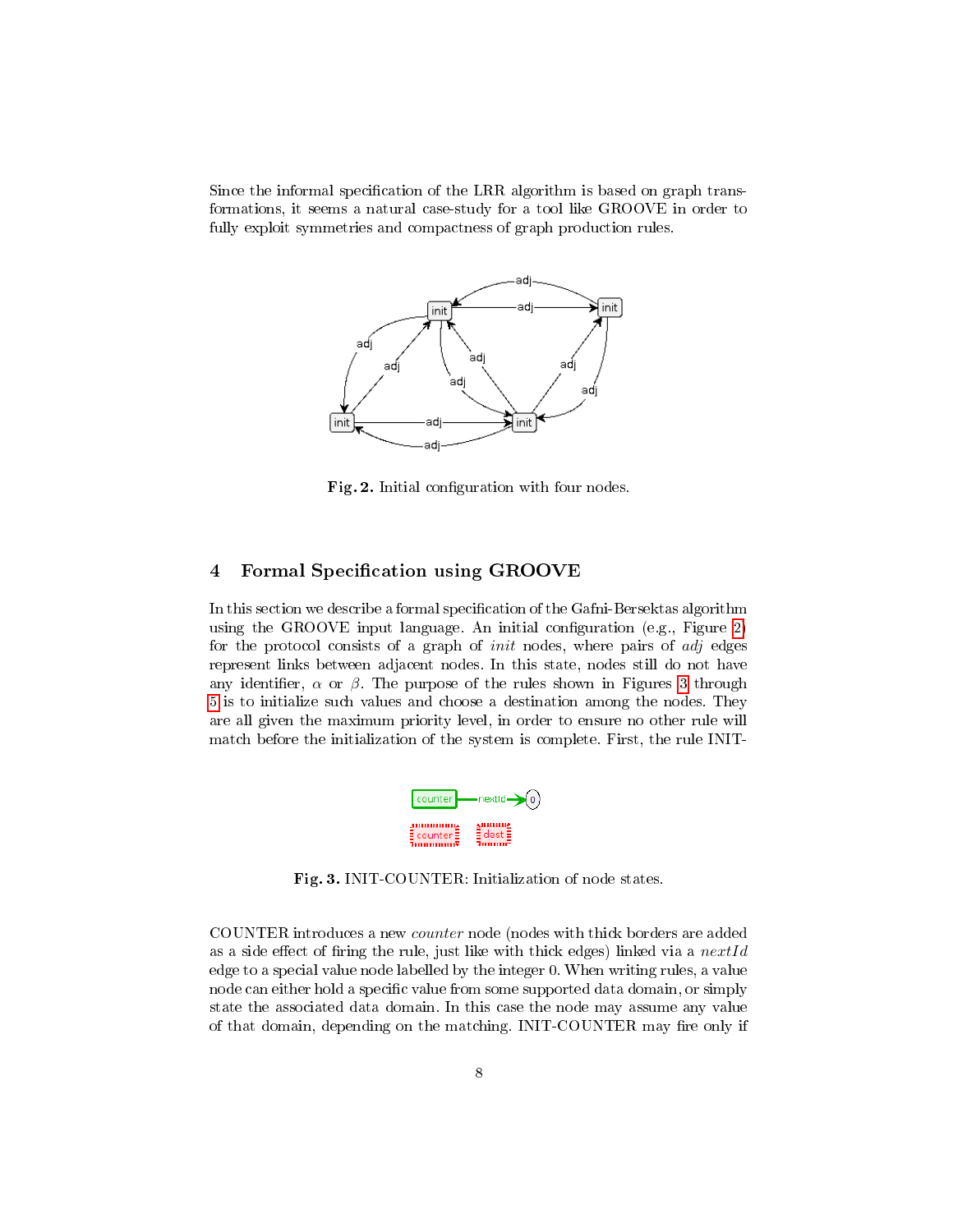Since the informal specification of the LRR algorithm is based on graph transformations, it seems a natural case-study for a tool like GROOVE in order to fully exploit symmetries and compactness of graph production rules.

**Fig. 2.** Initial configuration with four nodes.

## 4 Formal Specification using GROOVE

In this section we describe a formal specification of the Gafni-Bersektas algorithm using the GROOVE input language. An initial configuration (e.g., Figure 2) for the protocol consists of a graph of *init* nodes, where pairs of *adj* edges represent links between adjacent nodes. In this state, nodes still do not have any identifier, $\alpha$ or $\beta$. The purpose of the rules shown in Figures 3 through 5 is to initialize such values and choose a destination among the nodes. They are all given the maximum priority level, in order to ensure no other rule will match before the initialization of the system is complete. First, the rule INIT-COUNTER introduces a new *counter* node (nodes with thick borders are added as a side effect of firing the rule, just like with thick edges) linked via a *nextId* edge to a special value node labelled by the integer 0. When writing rules, a value node can either hold a specific value from some supported data domain, or simply state the associated data domain. In this case the node may assume any value of that domain, depending on the matching. INIT-COUNTER may fire only if

**Fig. 3.** INIT-COUNTER: Initialization of node states.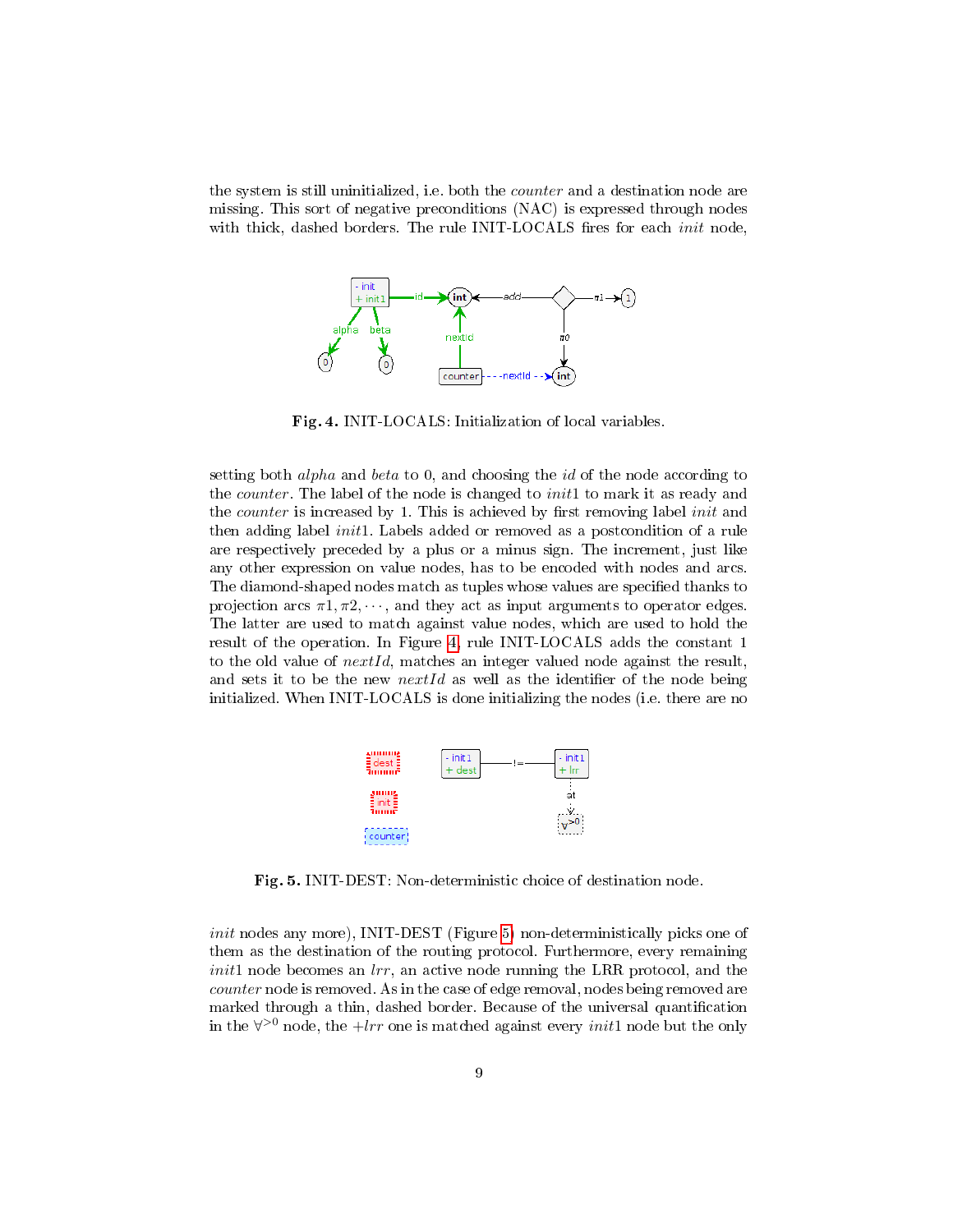the system is still uninitialized, i.e. both the *counter* and a destination node are missing. This sort of negative preconditions (NAC) is expressed through nodes with thick, dashed borders. The rule INIT-LOCALS fires for each *init* node,

**Fig. 4.** INIT-LOCALS: Initialization of local variables.

setting both *alpha* and *beta* to 0, and choosing the *id* of the node according to the *counter*. The label of the node is changed to *init*1 to mark it as ready and the *counter* is increased by 1. This is achieved by first removing label *init* and then adding label *init*1. Labels added or removed as a postcondition of a rule are respectively preceded by a plus or a minus sign. The increment, just like any other expression on value nodes, has to be encoded with nodes and arcs. The diamond-shaped nodes match as tuples whose values are specified thanks to projection arcs $\pi 1, \pi 2, \cdots$, and they act as input arguments to operator edges. The latter are used to match against value nodes, which are used to hold the result of the operation. In Figure 4, rule INIT-LOCALS adds the constant 1 to the old value of *nextId*, matches an integer valued node against the result, and sets it to be the new *nextId* as well as the identifier of the node being initialized. When INIT-LOCALS is done initializing the nodes (i.e. there are no

**Fig. 5.** INIT-DEST: Non-deterministic choice of destination node.

*init* nodes any more), INIT-DEST (Figure 5) non-deterministically picks one of them as the destination of the routing protocol. Furthermore, every remaining *init*1 node becomes an *lrr*, an active node running the LRR protocol, and the *counter* node is removed. As in the case of edge removal, nodes being removed are marked through a thin, dashed border. Because of the universal quantification in the $\forall^{>0}$ node, the $+lrr$ one is matched against every *init*1 node but the only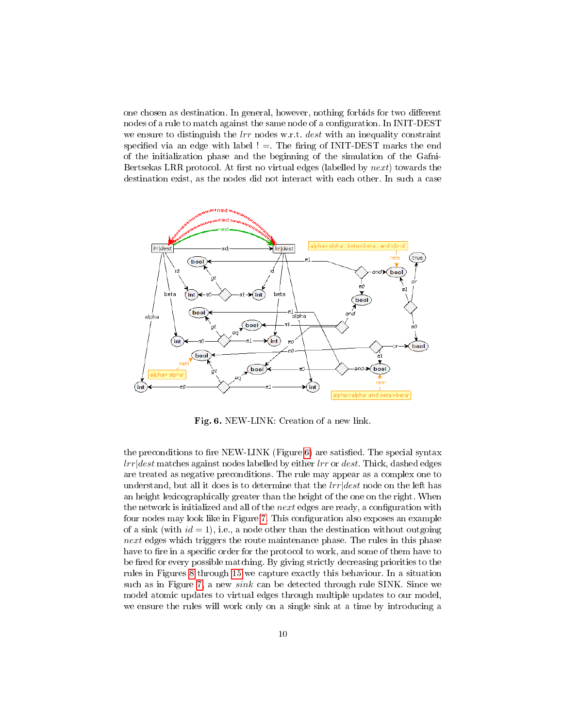one chosen as destination. In general, however, nothing forbids for two different nodes of a rule to match against the same node of a configuration. In INIT-DEST we ensure to distinguish the *lrr* nodes w.r.t. *dest* with an inequality constraint specified via an edge with label ! =. The firing of INIT-DEST marks the end of the initialization phase and the beginning of the simulation of the Gafni-Bertsekas LRR protocol. At first no virtual edges (labelled by *next*) towards the destination exist, as the nodes did not interact with each other. In such a case

**Fig. 6.** NEW-LINK: Creation of a new link.

the preconditions to fire NEW-LINK (Figure 6) are satisfied. The special syntax *lrr*|*dest* matches against nodes labelled by either *lrr* or *dest*. Thick, dashed edges are treated as negative preconditions. The rule may appear as a complex one to understand, but all it does is to determine that the *lrr*|*dest* node on the left has an height lexicographically greater than the height of the one on the right. When the network is initialized and all of the *next* edges are ready, a configuration with four nodes may look like in Figure 7. This configuration also exposes an example of a sink (with $id = 1$), i.e., a node other than the destination without outgoing *next* edges which triggers the route maintenance phase. The rules in this phase have to fire in a specific order for the protocol to work, and some of them have to be fired for every possible matching. By giving strictly decreasing priorities to the rules in Figures 8 through 15 we capture exactly this behaviour. In a situation such as in Figure 7, a new *sink* can be detected through rule SINK. Since we model atomic updates to virtual edges through multiple updates to our model, we ensure the rules will work only on a single sink at a time by introducing a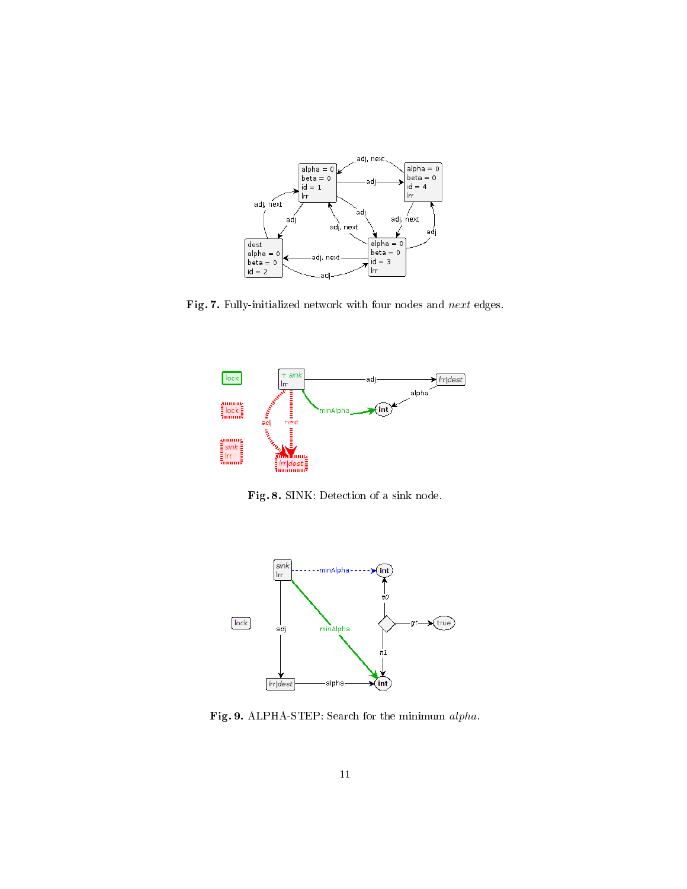**Fig. 7.** Fully-initialized network with four nodes and *next* edges.

**Fig. 8.** SINK: Detection of a sink node.

**Fig. 9.** ALPHA-STEP: Search for the minimum *alpha*.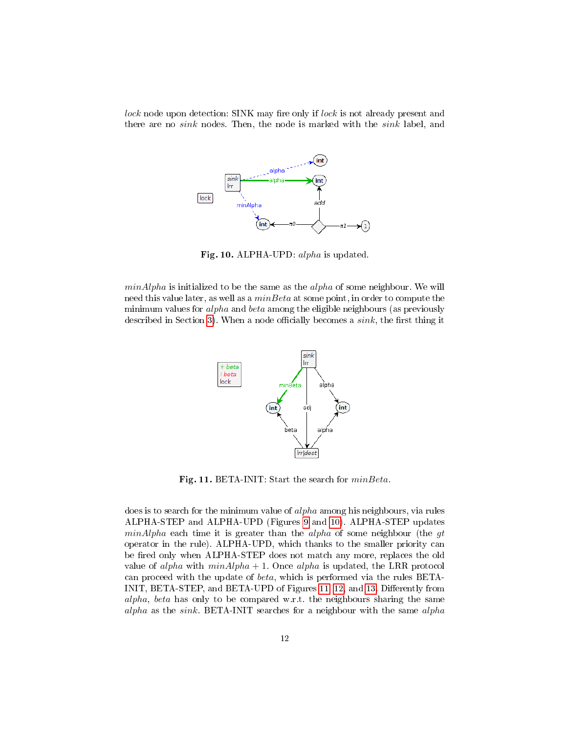*lock* node upon detection: SINK may fire only if *lock* is not already present and there are no *sink* nodes. Then, the node is marked with the *sink* label, and

**Fig. 10.** ALPHA-UPD: *alpha* is updated.

*minAlpha* is initialized to be the same as the *alpha* of some neighbour. We will need this value later, as well as a *minBeta* at some point, in order to compute the minimum values for *alpha* and *beta* among the eligible neighbours (as previously described in Section 3). When a node officially becomes a *sink*, the first thing it

**Fig. 11.** BETA-INIT: Start the search for *minBeta*.

does is to search for the minimum value of *alpha* among his neighbours, via rules ALPHA-STEP and ALPHA-UPD (Figures 9 and 10). ALPHA-STEP updates *minAlpha* each time it is greater than the *alpha* of some neighbour (the *gt* operator in the rule). ALPHA-UPD, which thanks to the smaller priority can be fired only when ALPHA-STEP does not match any more, replaces the old value of *alpha* with $minAlpha + 1$. Once *alpha* is updated, the LRR protocol can proceed with the update of *beta*, which is performed via the rules BETA-INIT, BETA-STEP, and BETA-UPD of Figures 11, 12, and 13. Differently from *alpha*, *beta* has only to be compared w.r.t. the neighbours sharing the same *alpha* as the *sink*. BETA-INIT searches for a neighbour with the same *alpha*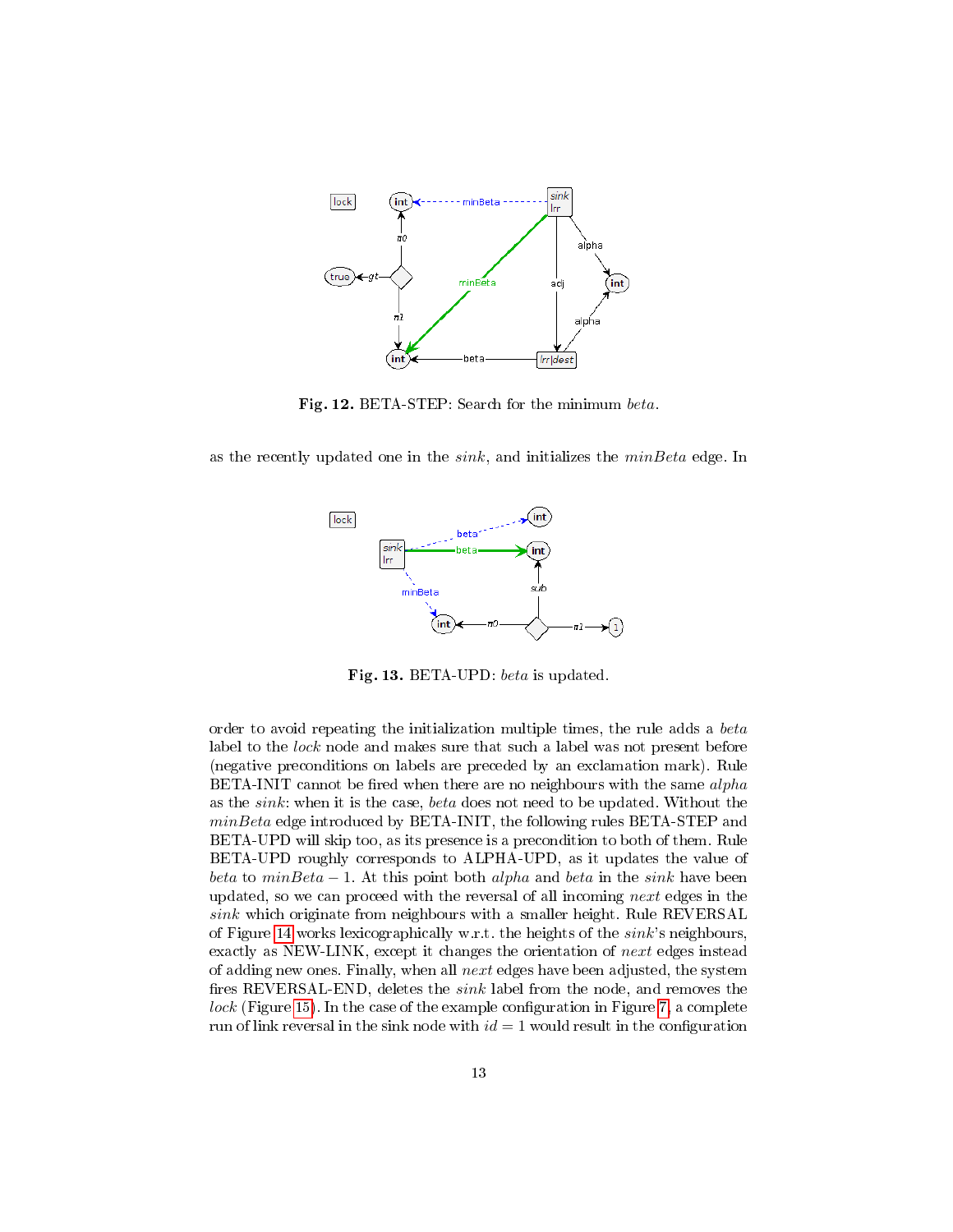**Fig. 12.** BETA-STEP: Search for the minimum *beta*.

as the recently updated one in the *sink*, and initializes the *minBeta* edge. In

**Fig. 13.** BETA-UPD: *beta* is updated.

order to avoid repeating the initialization multiple times, the rule adds a *beta* label to the *lock* node and makes sure that such a label was not present before (negative preconditions on labels are preceded by an exclamation mark). Rule BETA-INIT cannot be fired when there are no neighbours with the same *alpha* as the *sink*: when it is the case, *beta* does not need to be updated. Without the *minBeta* edge introduced by BETA-INIT, the following rules BETA-STEP and BETA-UPD will skip too, as its presence is a precondition to both of them. Rule BETA-UPD roughly corresponds to ALPHA-UPD, as it updates the value of *beta* to $minBeta - 1$. At this point both *alpha* and *beta* in the *sink* have been updated, so we can proceed with the reversal of all incoming *next* edges in the *sink* which originate from neighbours with a smaller height. Rule REVERSAL of Figure 14 works lexicographically w.r.t. the heights of the *sink*'s neighbours, exactly as NEW-LINK, except it changes the orientation of *next* edges instead of adding new ones. Finally, when all *next* edges have been adjusted, the system fires REVERSAL-END, deletes the *sink* label from the node, and removes the *lock* (Figure 15). In the case of the example configuration in Figure 7, a complete run of link reversal in the sink node with $id = 1$ would result in the configuration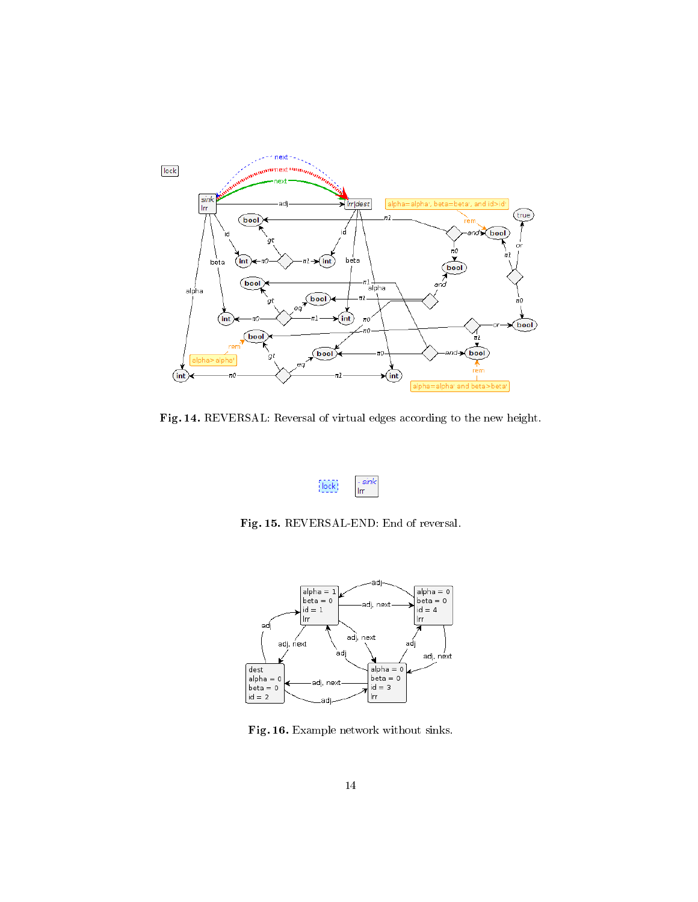**Fig. 14.** REVERSAL: Reversal of virtual edges according to the new height.

**Fig. 15.** REVERSAL-END: End of reversal.

**Fig. 16.** Example network without sinks.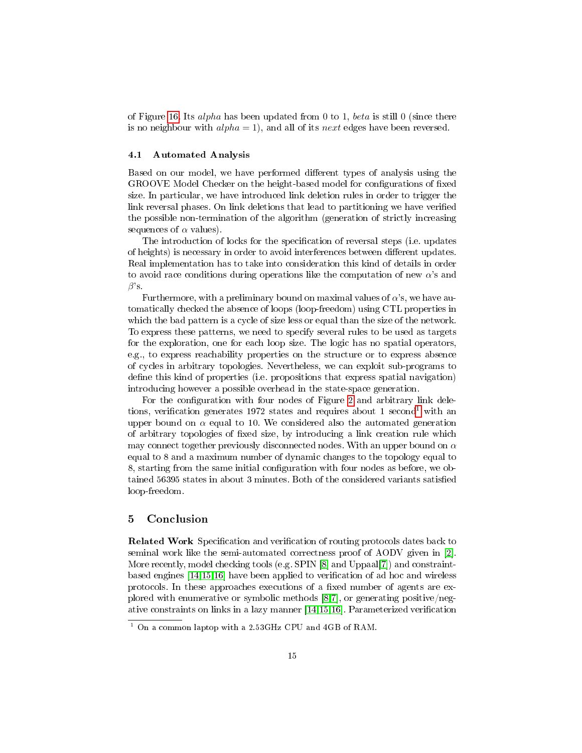of Figure 16. Its *alpha* has been updated from 0 to 1, *beta* is still 0 (since there is no neighbour with $alpha = 1$), and all of its *next* edges have been reversed.

### 4.1 Automated Analysis

Based on our model, we have performed different types of analysis using the GROOVE Model Checker on the height-based model for configurations of fixed size. In particular, we have introduced link deletion rules in order to trigger the link reversal phases. On link deletions that lead to partitioning we have verified the possible non-termination of the algorithm (generation of strictly increasing sequences of $\alpha$ values).

The introduction of locks for the specification of reversal steps (i.e. updates of heights) is necessary in order to avoid interferences between different updates. Real implementation has to take into consideration this kind of details in order to avoid race conditions during operations like the computation of new $\alpha$'s and $\beta$'s.

Furthermore, with a preliminary bound on maximal values of $\alpha$'s, we have automatically checked the absence of loops (loop-freedom) using CTL properties in which the bad pattern is a cycle of size less or equal than the size of the network. To express these patterns, we need to specify several rules to be used as targets for the exploration, one for each loop size. The logic has no spatial operators, e.g., to express reachability properties on the structure or to express absence of cycles in arbitrary topologies. Nevertheless, we can exploit sub-programs to define this kind of properties (i.e. propositions that express spatial navigation) introducing however a possible overhead in the state-space generation.

For the configuration with four nodes of Figure 2 and arbitrary link deletions, verification generates 1972 states and requires about 1 second[1] with an upper bound on $\alpha$ equal to 10. We considered also the automated generation of arbitrary topologies of fixed size, by introducing a link creation rule which may connect together previously disconnected nodes. With an upper bound on $\alpha$ equal to 8 and a maximum number of dynamic changes to the topology equal to 8, starting from the same initial configuration with four nodes as before, we obtained 56395 states in about 3 minutes. Both of the considered variants satisfied loop-freedom.

## 5 Conclusion

**Related Work** Specification and verification of routing protocols dates back to seminal work like the semi-automated correctness proof of AODV given in [2]. More recently, model checking tools (e.g. SPIN [8] and Uppaal[7]) and constraint-based engines [14,15,16] have been applied to verification of ad hoc and wireless protocols. In these approaches executions of a fixed number of agents are explored with enumerative or symbolic methods [8,7], or generating positive/negative constraints on links in a lazy manner [14,15,16]. Parameterized verification

[1] On a common laptop with a 2.53GHz CPU and 4GB of RAM.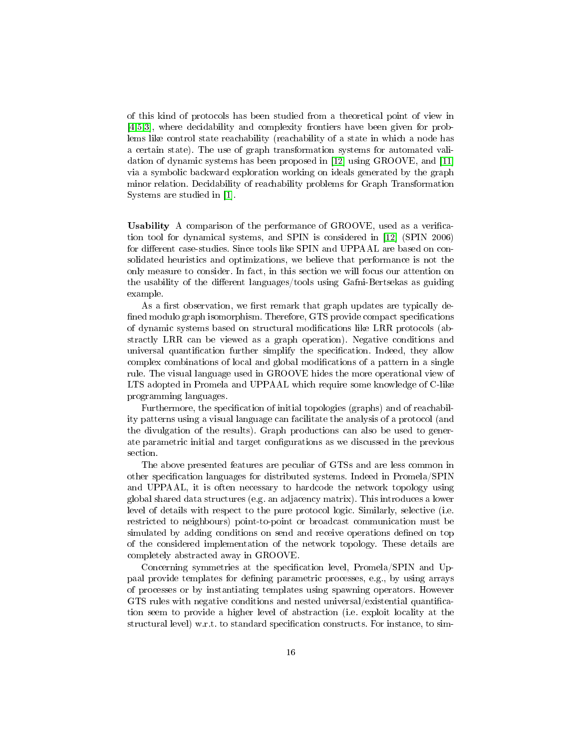of this kind of protocols has been studied from a theoretical point of view in [4,5,3], where decidability and complexity frontiers have been given for problems like control state reachability (reachability of a state in which a node has a certain state). The use of graph transformation systems for automated validation of dynamic systems has been proposed in [12] using GROOVE, and [11] via a symbolic backward exploration working on ideals generated by the graph minor relation. Decidability of reachability problems for Graph Transformation Systems are studied in [1].

**Usability** A comparison of the performance of GROOVE, used as a verification tool for dynamical systems, and SPIN is considered in [12] (SPIN 2006) for different case-studies. Since tools like SPIN and UPPAAL are based on consolidated heuristics and optimizations, we believe that performance is not the only measure to consider. In fact, in this section we will focus our attention on the usability of the different languages/tools using Gafni-Bertsekas as guiding example.

As a first observation, we first remark that graph updates are typically defined modulo graph isomorphism. Therefore, GTS provide compact specifications of dynamic systems based on structural modifications like LRR protocols (abstractly LRR can be viewed as a graph operation). Negative conditions and universal quantification further simplify the specification. Indeed, they allow complex combinations of local and global modifications of a pattern in a single rule. The visual language used in GROOVE hides the more operational view of LTS adopted in Promela and UPPAAL which require some knowledge of C-like programming languages.

Furthermore, the specification of initial topologies (graphs) and of reachability patterns using a visual language can facilitate the analysis of a protocol (and the divulgation of the results). Graph productions can also be used to generate parametric initial and target configurations as we discussed in the previous section.

The above presented features are peculiar of GTSs and are less common in other specification languages for distributed systems. Indeed in Promela/SPIN and UPPAAL, it is often necessary to hardcode the network topology using global shared data structures (e.g. an adjacency matrix). This introduces a lower level of details with respect to the pure protocol logic. Similarly, selective (i.e. restricted to neighbours) point-to-point or broadcast communication must be simulated by adding conditions on send and receive operations defined on top of the considered implementation of the network topology. These details are completely abstracted away in GROOVE.

Concerning symmetries at the specification level, Promela/SPIN and Uppaal provide templates for defining parametric processes, e.g., by using arrays of processes or by instantiating templates using spawning operators. However GTS rules with negative conditions and nested universal/existential quantification seem to provide a higher level of abstraction (i.e. exploit locality at the structural level) w.r.t. to standard specification constructs. For instance, to sim-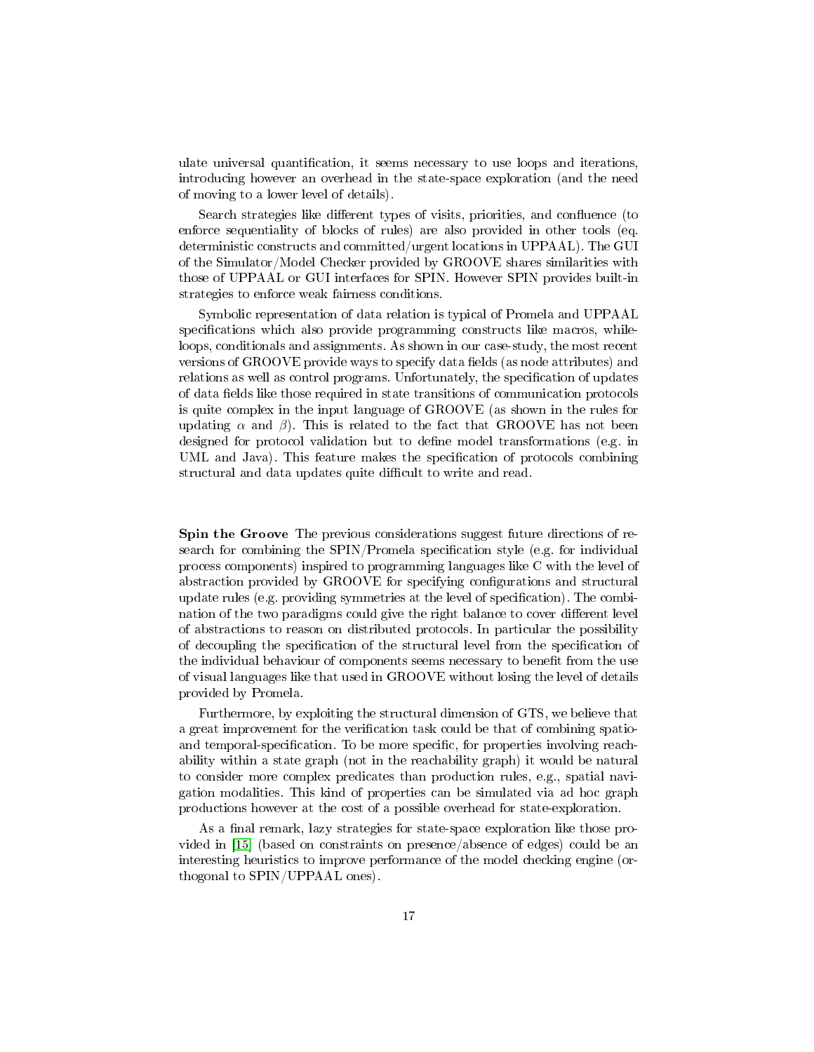ulate universal quantification, it seems necessary to use loops and iterations, introducing however an overhead in the state-space exploration (and the need of moving to a lower level of details).

Search strategies like different types of visits, priorities, and confluence (to enforce sequentiality of blocks of rules) are also provided in other tools (eq. deterministic constructs and committed/urgent locations in UPPAAL). The GUI of the Simulator/Model Checker provided by GROOVE shares similarities with those of UPPAAL or GUI interfaces for SPIN. However SPIN provides built-in strategies to enforce weak fairness conditions.

Symbolic representation of data relation is typical of Promela and UPPAAL specifications which also provide programming constructs like macros, while-loops, conditionals and assignments. As shown in our case-study, the most recent versions of GROOVE provide ways to specify data fields (as node attributes) and relations as well as control programs. Unfortunately, the specification of updates of data fields like those required in state transitions of communication protocols is quite complex in the input language of GROOVE (as shown in the rules for updating $\alpha$ and $\beta$). This is related to the fact that GROOVE has not been designed for protocol validation but to define model transformations (e.g. in UML and Java). This feature makes the specification of protocols combining structural and data updates quite difficult to write and read.

**Spin the Groove** The previous considerations suggest future directions of research for combining the SPIN/Promela specification style (e.g. for individual process components) inspired to programming languages like C with the level of abstraction provided by GROOVE for specifying configurations and structural update rules (e.g. providing symmetries at the level of specification). The combination of the two paradigms could give the right balance to cover different level of abstractions to reason on distributed protocols. In particular the possibility of decoupling the specification of the structural level from the specification of the individual behaviour of components seems necessary to benefit from the use of visual languages like that used in GROOVE without losing the level of details provided by Promela.

Furthermore, by exploiting the structural dimension of GTS, we believe that a great improvement for the verification task could be that of combining spatio- and temporal-specification. To be more specific, for properties involving reachability within a state graph (not in the reachability graph) it would be natural to consider more complex predicates than production rules, e.g., spatial navigation modalities. This kind of properties can be simulated via ad hoc graph productions however at the cost of a possible overhead for state-exploration.

As a final remark, lazy strategies for state-space exploration like those provided in [15] (based on constraints on presence/absence of edges) could be an interesting heuristics to improve performance of the model checking engine (orthogonal to SPIN/UPPAAL ones).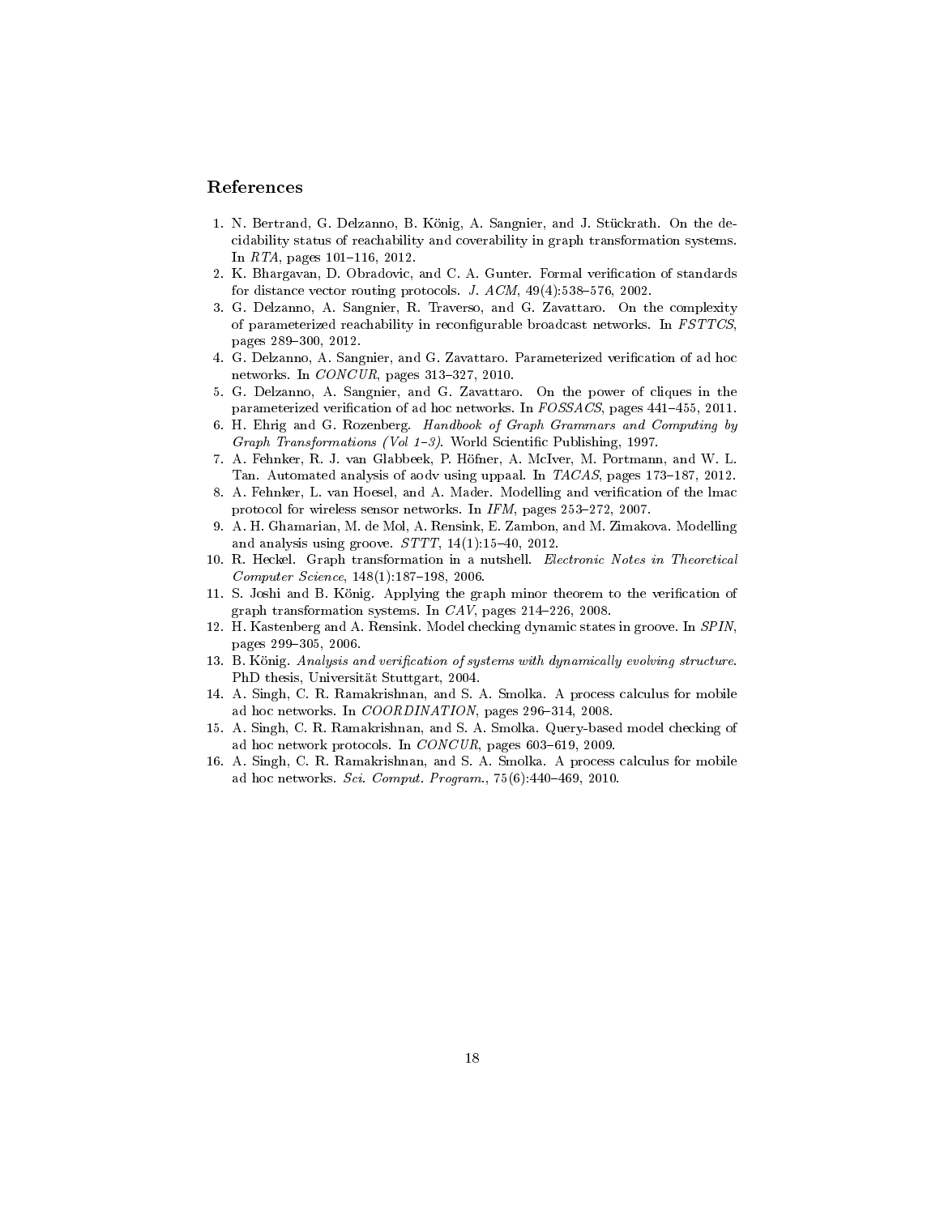## References

1. N. Bertrand, G. Delzanno, B. König, A. Sangnier, and J. Stückrath. On the decidability status of reachability and coverability in graph transformation systems. In *RTA*, pages 101–116, 2012.
2. K. Bhargavan, D. Obradovic, and C. A. Gunter. Formal verification of standards for distance vector routing protocols. *J. ACM*, 49(4):538–576, 2002.
3. G. Delzanno, A. Sangnier, R. Traverso, and G. Zavattaro. On the complexity of parameterized reachability in reconfigurable broadcast networks. In *FSTTCS*, pages 289–300, 2012.
4. G. Delzanno, A. Sangnier, and G. Zavattaro. Parameterized verification of ad hoc networks. In *CONCUR*, pages 313–327, 2010.
5. G. Delzanno, A. Sangnier, and G. Zavattaro. On the power of cliques in the parameterized verification of ad hoc networks. In *FOSSACS*, pages 441–455, 2011.
6. H. Ehrig and G. Rozenberg. *Handbook of Graph Grammars and Computing by Graph Transformations (Vol 1-3)*. World Scientific Publishing, 1997.
7. A. Fehnker, R. J. van Glabbeek, P. Höfner, A. McIver, M. Portmann, and W. L. Tan. Automated analysis of aodv using uppaal. In *TACAS*, pages 173–187, 2012.
8. A. Fehnker, L. van Hoesel, and A. Mader. Modelling and verification of the lmac protocol for wireless sensor networks. In *IFM*, pages 253–272, 2007.
9. A. H. Ghamarian, M. de Mol, A. Rensink, E. Zambon, and M. Zimakova. Modelling and analysis using groove. *STTT*, 14(1):15–40, 2012.
10. R. Heckel. Graph transformation in a nutshell. *Electronic Notes in Theoretical Computer Science*, 148(1):187–198, 2006.
11. S. Joshi and B. König. Applying the graph minor theorem to the verification of graph transformation systems. In *CAV*, pages 214–226, 2008.
12. H. Kastenberg and A. Rensink. Model checking dynamic states in groove. In *SPIN*, pages 299–305, 2006.
13. B. König. *Analysis and verification of systems with dynamically evolving structure*. PhD thesis, Universität Stuttgart, 2004.
14. A. Singh, C. R. Ramakrishnan, and S. A. Smolka. A process calculus for mobile ad hoc networks. In *COORDINATION*, pages 296–314, 2008.
15. A. Singh, C. R. Ramakrishnan, and S. A. Smolka. Query-based model checking of ad hoc network protocols. In *CONCUR*, pages 603–619, 2009.
16. A. Singh, C. R. Ramakrishnan, and S. A. Smolka. A process calculus for mobile ad hoc networks. *Sci. Comput. Program.*, 75(6):440–469, 2010.